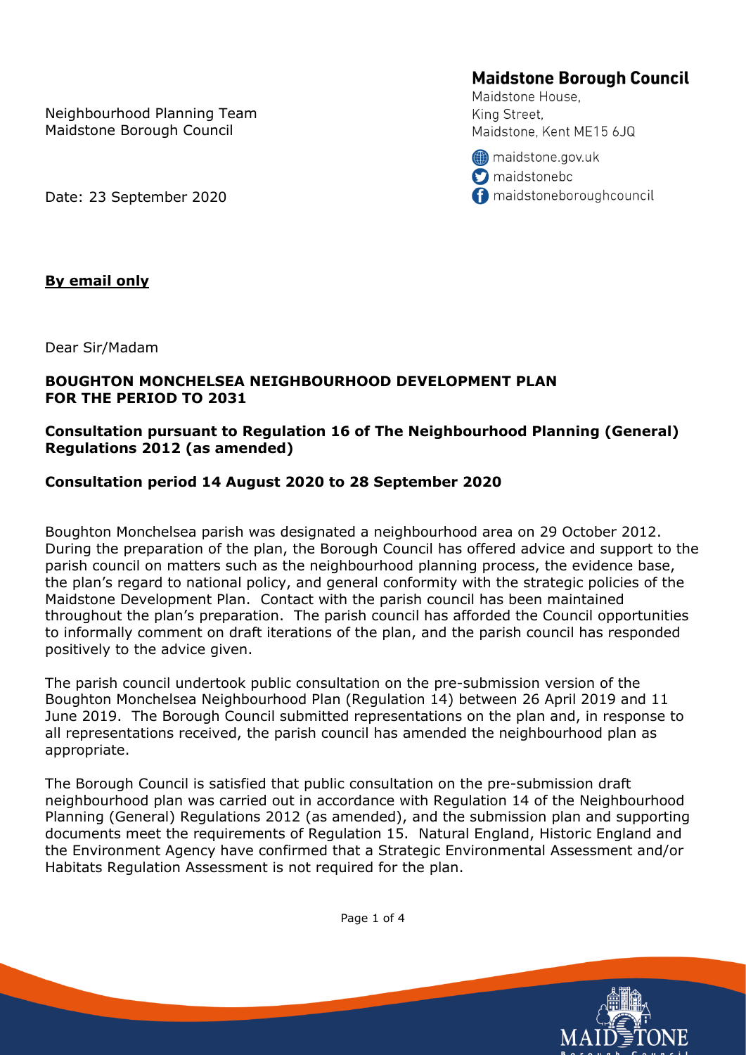Neighbourhood Planning Team
Maidstone Borough Council

**Maidstone Borough Council**
Maidstone House,
King Street,
Maidstone, Kent ME15 6JQ

maidstone.gov.uk
maidstonebc
maidstoneboroughcouncil

Date: 23 September 2020

**By email only**

Dear Sir/Madam

**BOUGHTON MONCHELSEA NEIGHBOURHOOD DEVELOPMENT PLAN FOR THE PERIOD TO 2031**

**Consultation pursuant to Regulation 16 of The Neighbourhood Planning (General) Regulations 2012 (as amended)**

**Consultation period 14 August 2020 to 28 September 2020**

Boughton Monchelsea parish was designated a neighbourhood area on 29 October 2012. During the preparation of the plan, the Borough Council has offered advice and support to the parish council on matters such as the neighbourhood planning process, the evidence base, the plan's regard to national policy, and general conformity with the strategic policies of the Maidstone Development Plan. Contact with the parish council has been maintained throughout the plan's preparation. The parish council has afforded the Council opportunities to informally comment on draft iterations of the plan, and the parish council has responded positively to the advice given.

The parish council undertook public consultation on the pre-submission version of the Boughton Monchelsea Neighbourhood Plan (Regulation 14) between 26 April 2019 and 11 June 2019. The Borough Council submitted representations on the plan and, in response to all representations received, the parish council has amended the neighbourhood plan as appropriate.

The Borough Council is satisfied that public consultation on the pre-submission draft neighbourhood plan was carried out in accordance with Regulation 14 of the Neighbourhood Planning (General) Regulations 2012 (as amended), and the submission plan and supporting documents meet the requirements of Regulation 15. Natural England, Historic England and the Environment Agency have confirmed that a Strategic Environmental Assessment and/or Habitats Regulation Assessment is not required for the plan.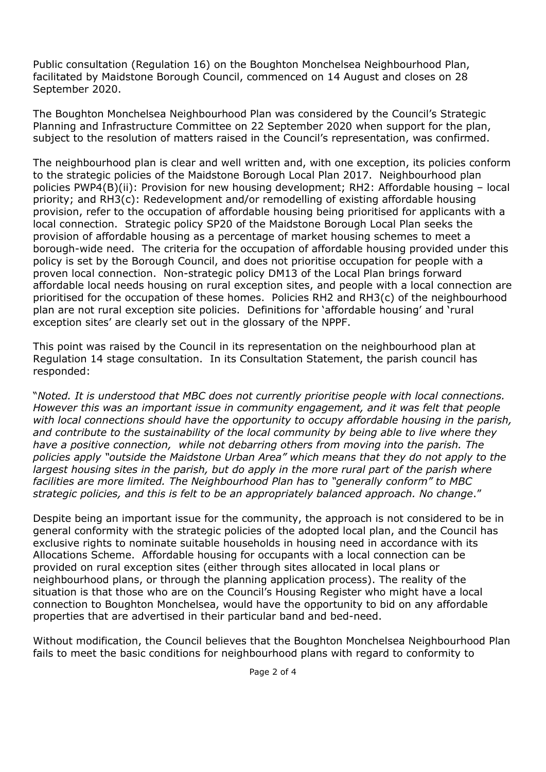Public consultation (Regulation 16) on the Boughton Monchelsea Neighbourhood Plan, facilitated by Maidstone Borough Council, commenced on 14 August and closes on 28 September 2020.

The Boughton Monchelsea Neighbourhood Plan was considered by the Council's Strategic Planning and Infrastructure Committee on 22 September 2020 when support for the plan, subject to the resolution of matters raised in the Council's representation, was confirmed.

The neighbourhood plan is clear and well written and, with one exception, its policies conform to the strategic policies of the Maidstone Borough Local Plan 2017. Neighbourhood plan policies PWP4(B)(ii): Provision for new housing development; RH2: Affordable housing – local priority; and RH3(c): Redevelopment and/or remodelling of existing affordable housing provision, refer to the occupation of affordable housing being prioritised for applicants with a local connection. Strategic policy SP20 of the Maidstone Borough Local Plan seeks the provision of affordable housing as a percentage of market housing schemes to meet a borough-wide need. The criteria for the occupation of affordable housing provided under this policy is set by the Borough Council, and does not prioritise occupation for people with a proven local connection. Non-strategic policy DM13 of the Local Plan brings forward affordable local needs housing on rural exception sites, and people with a local connection are prioritised for the occupation of these homes. Policies RH2 and RH3(c) of the neighbourhood plan are not rural exception site policies. Definitions for 'affordable housing' and 'rural exception sites' are clearly set out in the glossary of the NPPF.

This point was raised by the Council in its representation on the neighbourhood plan at Regulation 14 stage consultation. In its Consultation Statement, the parish council has responded:

"*Noted. It is understood that MBC does not currently prioritise people with local connections. However this was an important issue in community engagement, and it was felt that people with local connections should have the opportunity to occupy affordable housing in the parish, and contribute to the sustainability of the local community by being able to live where they have a positive connection, while not debarring others from moving into the parish. The policies apply "outside the Maidstone Urban Area" which means that they do not apply to the largest housing sites in the parish, but do apply in the more rural part of the parish where facilities are more limited. The Neighbourhood Plan has to "generally conform" to MBC strategic policies, and this is felt to be an appropriately balanced approach. No change*."

Despite being an important issue for the community, the approach is not considered to be in general conformity with the strategic policies of the adopted local plan, and the Council has exclusive rights to nominate suitable households in housing need in accordance with its Allocations Scheme. Affordable housing for occupants with a local connection can be provided on rural exception sites (either through sites allocated in local plans or neighbourhood plans, or through the planning application process). The reality of the situation is that those who are on the Council's Housing Register who might have a local connection to Boughton Monchelsea, would have the opportunity to bid on any affordable properties that are advertised in their particular band and bed-need.

Without modification, the Council believes that the Boughton Monchelsea Neighbourhood Plan fails to meet the basic conditions for neighbourhood plans with regard to conformity to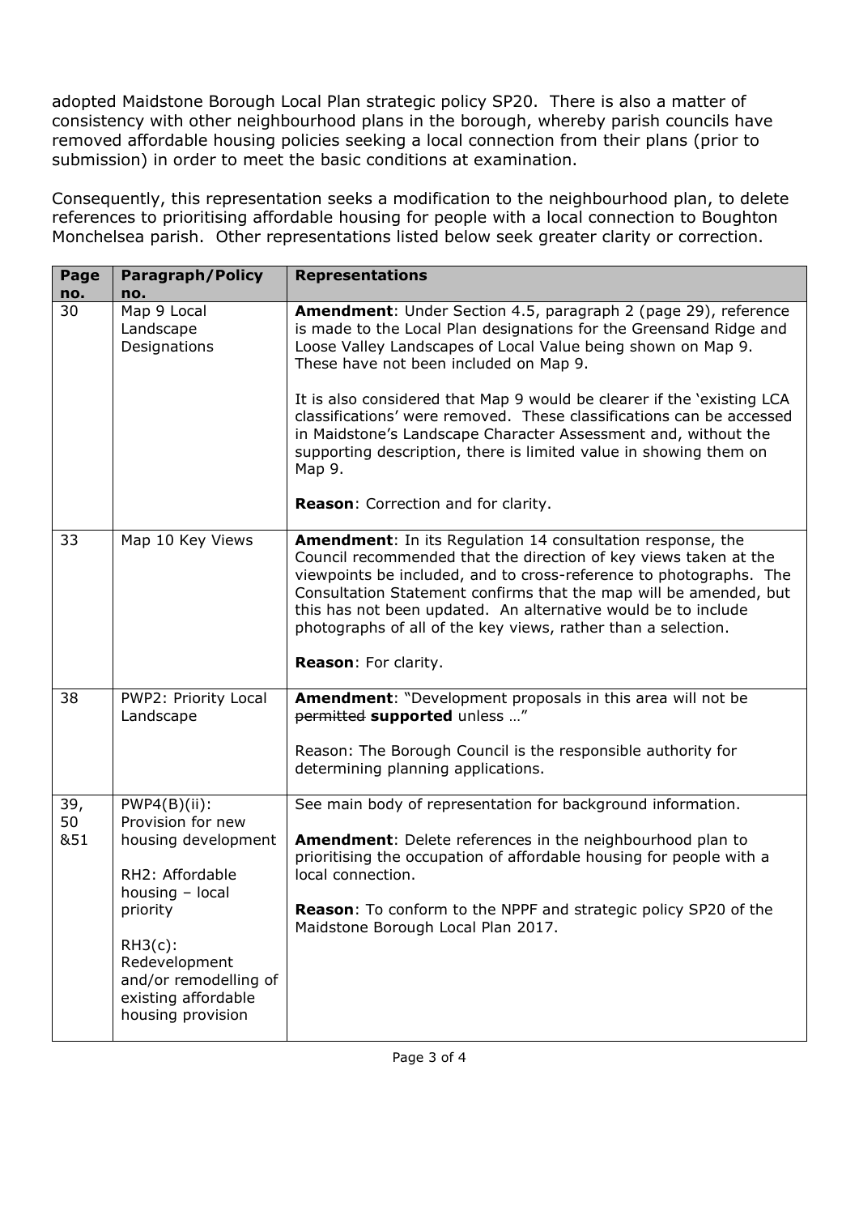adopted Maidstone Borough Local Plan strategic policy SP20. There is also a matter of consistency with other neighbourhood plans in the borough, whereby parish councils have removed affordable housing policies seeking a local connection from their plans (prior to submission) in order to meet the basic conditions at examination.

Consequently, this representation seeks a modification to the neighbourhood plan, to delete references to prioritising affordable housing for people with a local connection to Boughton Monchelsea parish. Other representations listed below seek greater clarity or correction.

| Page no. | Paragraph/Policy no. | Representations |
|---|---|---|
| 30 | Map 9 Local Landscape Designations | **Amendment**: Under Section 4.5, paragraph 2 (page 29), reference is made to the Local Plan designations for the Greensand Ridge and Loose Valley Landscapes of Local Value being shown on Map 9. These have not been included on Map 9.<br><br>It is also considered that Map 9 would be clearer if the 'existing LCA classifications' were removed. These classifications can be accessed in Maidstone's Landscape Character Assessment and, without the supporting description, there is limited value in showing them on Map 9.<br><br>**Reason**: Correction and for clarity. |
| 33 | Map 10 Key Views | **Amendment**: In its Regulation 14 consultation response, the Council recommended that the direction of key views taken at the viewpoints be included, and to cross-reference to photographs. The Consultation Statement confirms that the map will be amended, but this has not been updated. An alternative would be to include photographs of all of the key views, rather than a selection.<br><br>**Reason**: For clarity. |
| 38 | PWP2: Priority Local Landscape | **Amendment**: "Development proposals in this area will not be ~~permitted~~ **supported** unless …"<br><br>Reason: The Borough Council is the responsible authority for determining planning applications. |
| 39, 50 &51 | PWP4(B)(ii): Provision for new housing development<br><br>RH2: Affordable housing – local priority<br><br>RH3(c): Redevelopment and/or remodelling of existing affordable housing provision | See main body of representation for background information.<br><br>**Amendment**: Delete references in the neighbourhood plan to prioritising the occupation of affordable housing for people with a local connection.<br><br>**Reason**: To conform to the NPPF and strategic policy SP20 of the Maidstone Borough Local Plan 2017. |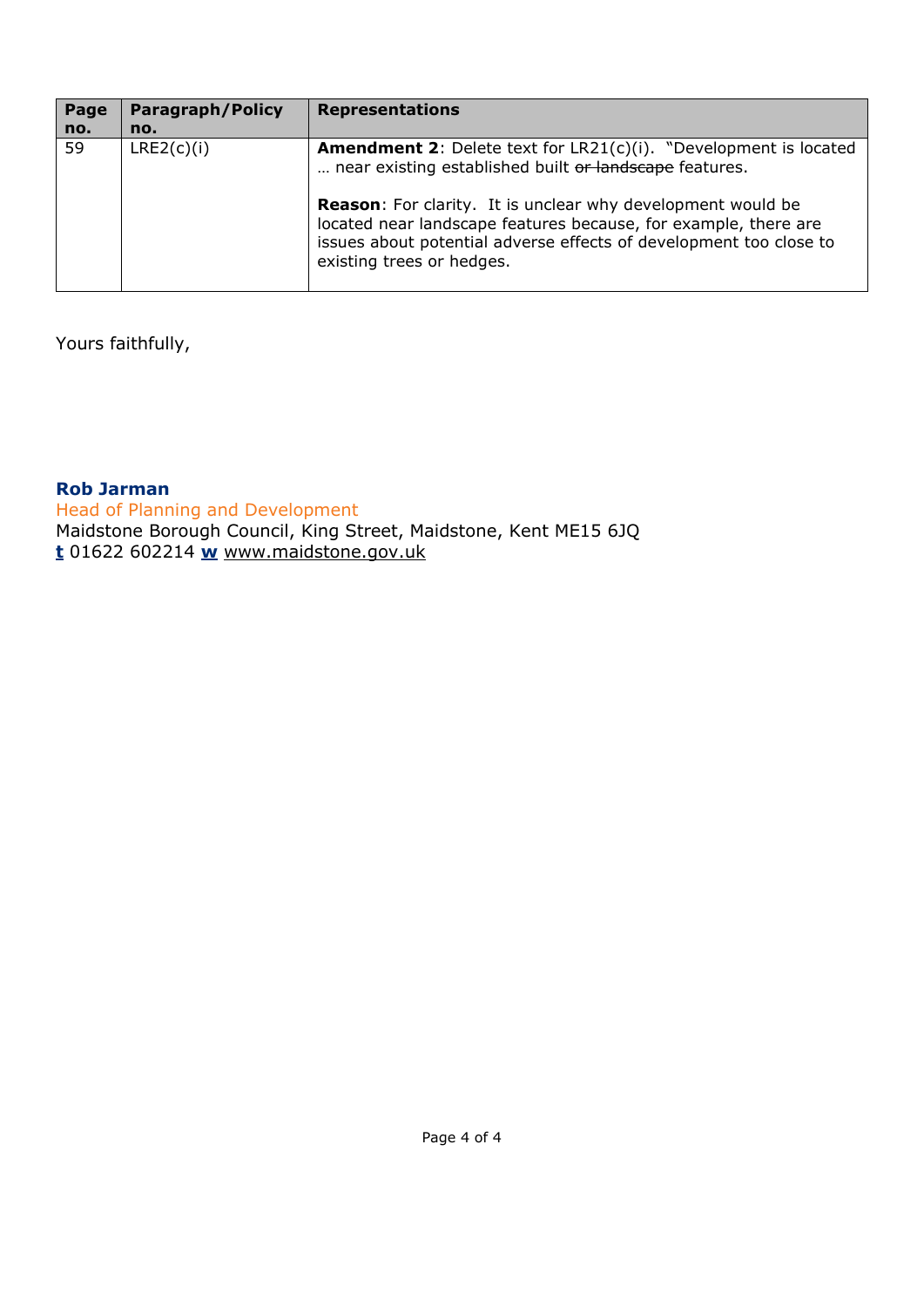| Page no. | Paragraph/Policy no. | Representations |
|---|---|---|
| 59 | LRE2(c)(i) | **Amendment 2**: Delete text for LR21(c)(i). "Development is located … near existing established built ~~or landscape~~ features.<br><br>**Reason**: For clarity. It is unclear why development would be located near landscape features because, for example, there are issues about potential adverse effects of development too close to existing trees or hedges. |

Yours faithfully,

**Rob Jarman**
Head of Planning and Development
Maidstone Borough Council, King Street, Maidstone, Kent ME15 6JQ
**t** 01622 602214 **w** www.maidstone.gov.uk